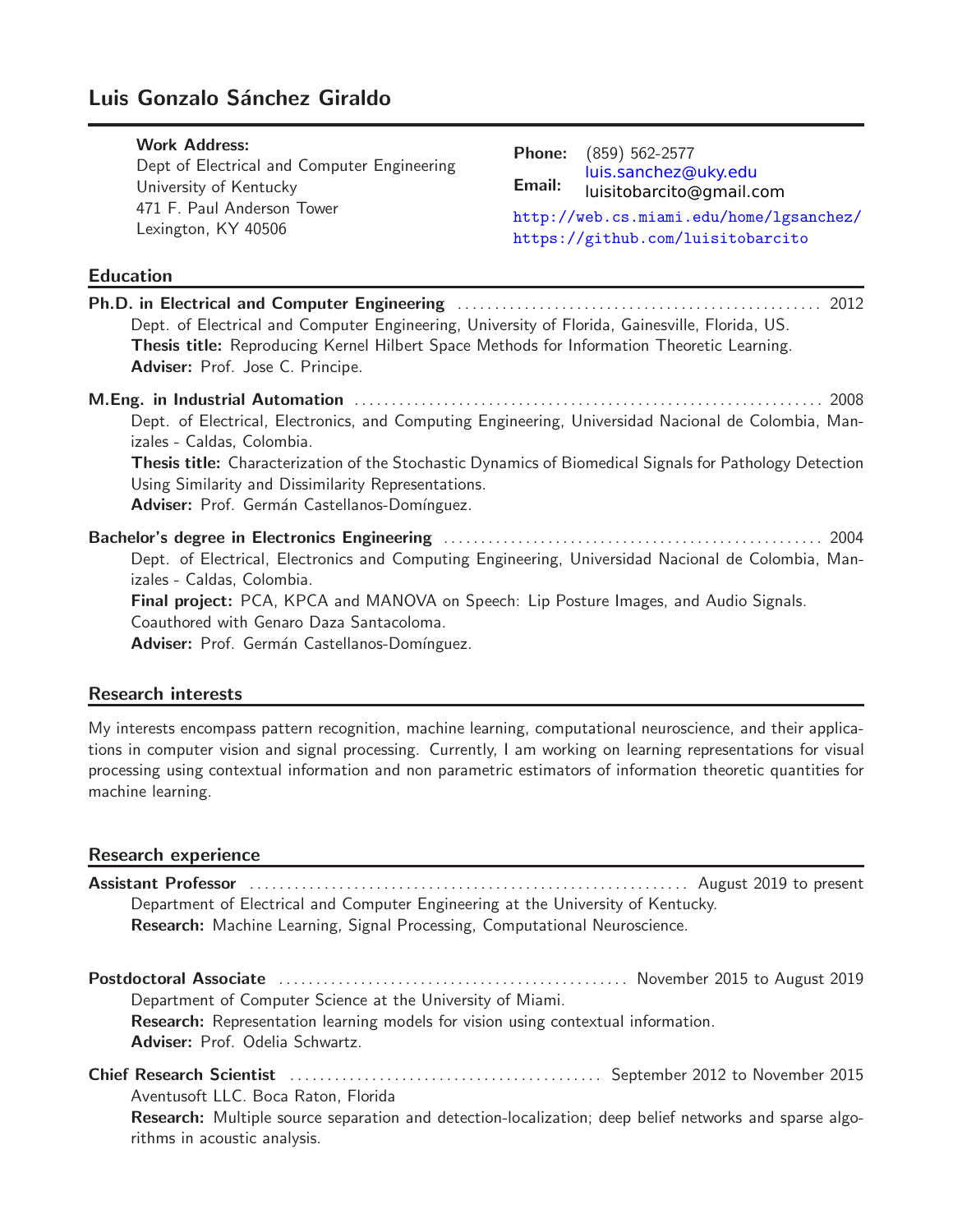# Luis Gonzalo Sánchez Giraldo

**Work Address:**
Dept of Electrical and Computer Engineering
University of Kentucky
471 F. Paul Anderson Tower
Lexington, KY 40506

**Phone:** (859) 562-2577
**Email:** luis.sanchez@uky.edu
luisitobarcito@gmail.com
http://web.cs.miami.edu/home/lgsanchez/
https://github.com/luisitobarcito

## Education

**Ph.D. in Electrical and Computer Engineering** — 2012
Dept. of Electrical and Computer Engineering, University of Florida, Gainesville, Florida, US.
**Thesis title:** Reproducing Kernel Hilbert Space Methods for Information Theoretic Learning.
**Adviser:** Prof. Jose C. Principe.

**M.Eng. in Industrial Automation** — 2008
Dept. of Electrical, Electronics, and Computing Engineering, Universidad Nacional de Colombia, Manizales - Caldas, Colombia.
**Thesis title:** Characterization of the Stochastic Dynamics of Biomedical Signals for Pathology Detection Using Similarity and Dissimilarity Representations.
**Adviser:** Prof. Germán Castellanos-Domínguez.

**Bachelor's degree in Electronics Engineering** — 2004
Dept. of Electrical, Electronics and Computing Engineering, Universidad Nacional de Colombia, Manizales - Caldas, Colombia.
**Final project:** PCA, KPCA and MANOVA on Speech: Lip Posture Images, and Audio Signals.
Coauthored with Genaro Daza Santacoloma.
**Adviser:** Prof. Germán Castellanos-Domínguez.

## Research interests

My interests encompass pattern recognition, machine learning, computational neuroscience, and their applications in computer vision and signal processing. Currently, I am working on learning representations for visual processing using contextual information and non parametric estimators of information theoretic quantities for machine learning.

## Research experience

**Assistant Professor** — August 2019 to present
Department of Electrical and Computer Engineering at the University of Kentucky.
**Research:** Machine Learning, Signal Processing, Computational Neuroscience.

**Postdoctoral Associate** — November 2015 to August 2019
Department of Computer Science at the University of Miami.
**Research:** Representation learning models for vision using contextual information.
**Adviser:** Prof. Odelia Schwartz.

**Chief Research Scientist** — September 2012 to November 2015
Aventusoft LLC. Boca Raton, Florida
**Research:** Multiple source separation and detection-localization; deep belief networks and sparse algorithms in acoustic analysis.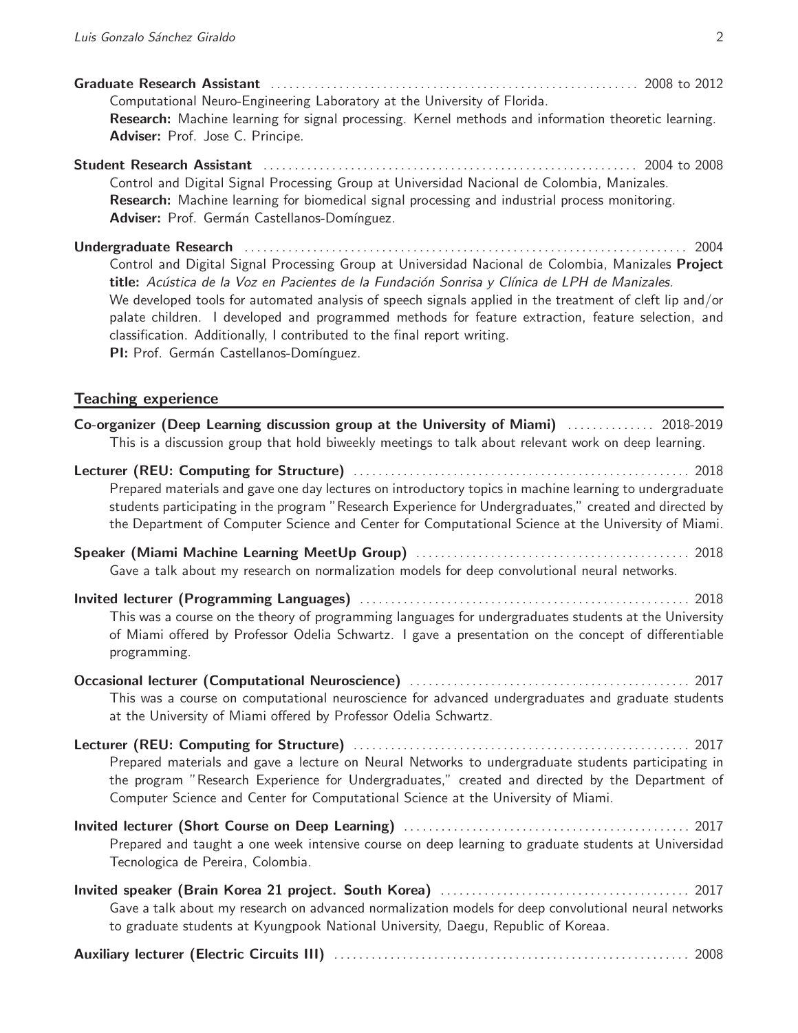**Graduate Research Assistant** ........ 2008 to 2012
Computational Neuro-Engineering Laboratory at the University of Florida.
**Research:** Machine learning for signal processing. Kernel methods and information theoretic learning.
**Adviser:** Prof. Jose C. Principe.

**Student Research Assistant** ........ 2004 to 2008
Control and Digital Signal Processing Group at Universidad Nacional de Colombia, Manizales.
**Research:** Machine learning for biomedical signal processing and industrial process monitoring.
**Adviser:** Prof. Germán Castellanos-Domínguez.

**Undergraduate Research** ........ 2004
Control and Digital Signal Processing Group at Universidad Nacional de Colombia, Manizales **Project title:** *Acústica de la Voz en Pacientes de la Fundación Sonrisa y Clínica de LPH de Manizales.*
We developed tools for automated analysis of speech signals applied in the treatment of cleft lip and/or palate children. I developed and programmed methods for feature extraction, feature selection, and classification. Additionally, I contributed to the final report writing.
**PI:** Prof. Germán Castellanos-Domínguez.

## Teaching experience

**Co-organizer (Deep Learning discussion group at the University of Miami)** ........ 2018-2019
This is a discussion group that hold biweekly meetings to talk about relevant work on deep learning.

**Lecturer (REU: Computing for Structure)** ........ 2018
Prepared materials and gave one day lectures on introductory topics in machine learning to undergraduate students participating in the program "Research Experience for Undergraduates," created and directed by the Department of Computer Science and Center for Computational Science at the University of Miami.

**Speaker (Miami Machine Learning MeetUp Group)** ........ 2018
Gave a talk about my research on normalization models for deep convolutional neural networks.

**Invited lecturer (Programming Languages)** ........ 2018
This was a course on the theory of programming languages for undergraduates students at the University of Miami offered by Professor Odelia Schwartz. I gave a presentation on the concept of differentiable programming.

**Occasional lecturer (Computational Neuroscience)** ........ 2017
This was a course on computational neuroscience for advanced undergraduates and graduate students at the University of Miami offered by Professor Odelia Schwartz.

**Lecturer (REU: Computing for Structure)** ........ 2017
Prepared materials and gave a lecture on Neural Networks to undergraduate students participating in the program "Research Experience for Undergraduates," created and directed by the Department of Computer Science and Center for Computational Science at the University of Miami.

**Invited lecturer (Short Course on Deep Learning)** ........ 2017
Prepared and taught a one week intensive course on deep learning to graduate students at Universidad Tecnologica de Pereira, Colombia.

**Invited speaker (Brain Korea 21 project. South Korea)** ........ 2017
Gave a talk about my research on advanced normalization models for deep convolutional neural networks to graduate students at Kyungpook National University, Daegu, Republic of Koreaa.

**Auxiliary lecturer (Electric Circuits III)** ........ 2008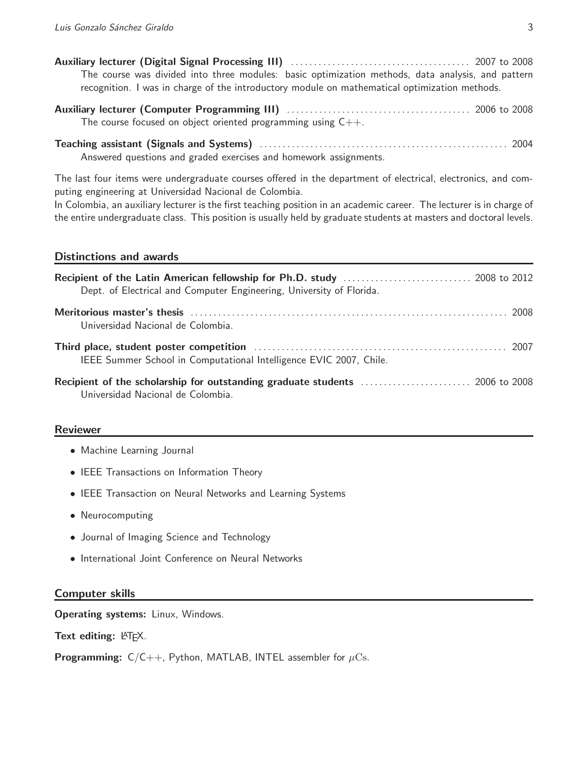**Auxiliary lecturer (Digital Signal Processing III)** ........................................ 2007 to 2008

The course was divided into three modules: basic optimization methods, data analysis, and pattern recognition. I was in charge of the introductory module on mathematical optimization methods.

**Auxiliary lecturer (Computer Programming III)** ........................................ 2006 to 2008

The course focused on object oriented programming using C++.

**Teaching assistant (Signals and Systems)** ........................................ 2004

Answered questions and graded exercises and homework assignments.

The last four items were undergraduate courses offered in the department of electrical, electronics, and computing engineering at Universidad Nacional de Colombia.
In Colombia, an auxiliary lecturer is the first teaching position in an academic career. The lecturer is in charge of the entire undergraduate class. This position is usually held by graduate students at masters and doctoral levels.

## Distinctions and awards

**Recipient of the Latin American fellowship for Ph.D. study** ........................................ 2008 to 2012

Dept. of Electrical and Computer Engineering, University of Florida.

**Meritorious master's thesis** ........................................ 2008

Universidad Nacional de Colombia.

**Third place, student poster competition** ........................................ 2007

IEEE Summer School in Computational Intelligence EVIC 2007, Chile.

**Recipient of the scholarship for outstanding graduate students** ........................................ 2006 to 2008

Universidad Nacional de Colombia.

## Reviewer

- Machine Learning Journal
- IEEE Transactions on Information Theory
- IEEE Transaction on Neural Networks and Learning Systems
- Neurocomputing
- Journal of Imaging Science and Technology
- International Joint Conference on Neural Networks

## Computer skills

**Operating systems:** Linux, Windows.

**Text editing:** LaTeX.

**Programming:** C/C++, Python, MATLAB, INTEL assembler for $\mu$Cs.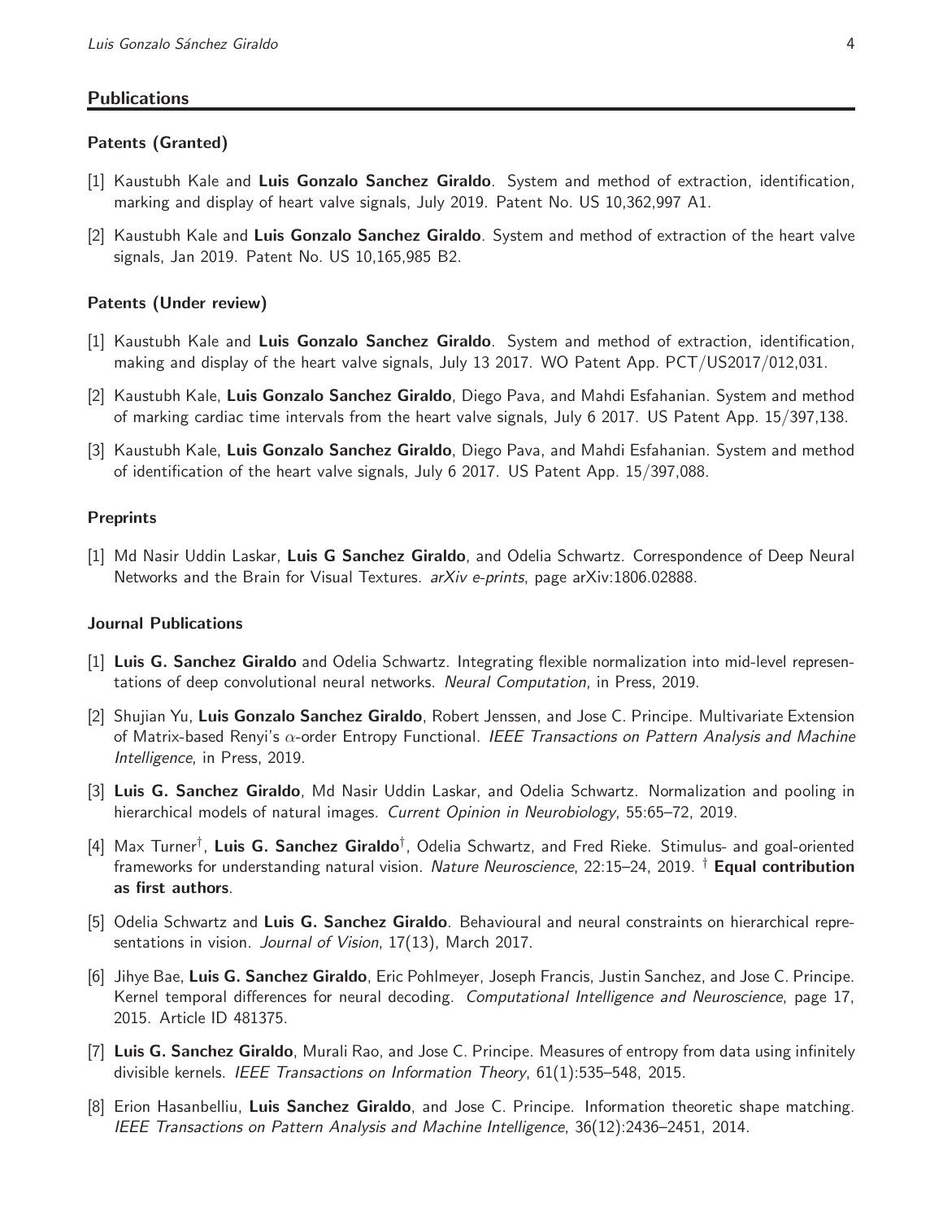## Publications

### Patents (Granted)

[1] Kaustubh Kale and **Luis Gonzalo Sanchez Giraldo**. System and method of extraction, identification, marking and display of heart valve signals, July 2019. Patent No. US 10,362,997 A1.

[2] Kaustubh Kale and **Luis Gonzalo Sanchez Giraldo**. System and method of extraction of the heart valve signals, Jan 2019. Patent No. US 10,165,985 B2.

### Patents (Under review)

[1] Kaustubh Kale and **Luis Gonzalo Sanchez Giraldo**. System and method of extraction, identification, making and display of the heart valve signals, July 13 2017. WO Patent App. PCT/US2017/012,031.

[2] Kaustubh Kale, **Luis Gonzalo Sanchez Giraldo**, Diego Pava, and Mahdi Esfahanian. System and method of marking cardiac time intervals from the heart valve signals, July 6 2017. US Patent App. 15/397,138.

[3] Kaustubh Kale, **Luis Gonzalo Sanchez Giraldo**, Diego Pava, and Mahdi Esfahanian. System and method of identification of the heart valve signals, July 6 2017. US Patent App. 15/397,088.

### Preprints

[1] Md Nasir Uddin Laskar, **Luis G Sanchez Giraldo**, and Odelia Schwartz. Correspondence of Deep Neural Networks and the Brain for Visual Textures. *arXiv e-prints*, page arXiv:1806.02888.

### Journal Publications

[1] **Luis G. Sanchez Giraldo** and Odelia Schwartz. Integrating flexible normalization into mid-level representations of deep convolutional neural networks. *Neural Computation*, in Press, 2019.

[2] Shujian Yu, **Luis Gonzalo Sanchez Giraldo**, Robert Jenssen, and Jose C. Principe. Multivariate Extension of Matrix-based Renyi's $\alpha$-order Entropy Functional. *IEEE Transactions on Pattern Analysis and Machine Intelligence*, in Press, 2019.

[3] **Luis G. Sanchez Giraldo**, Md Nasir Uddin Laskar, and Odelia Schwartz. Normalization and pooling in hierarchical models of natural images. *Current Opinion in Neurobiology*, 55:65–72, 2019.

[4] Max Turner[†], **Luis G. Sanchez Giraldo**[†], Odelia Schwartz, and Fred Rieke. Stimulus- and goal-oriented frameworks for understanding natural vision. *Nature Neuroscience*, 22:15–24, 2019. [†] **Equal contribution as first authors**.

[5] Odelia Schwartz and **Luis G. Sanchez Giraldo**. Behavioural and neural constraints on hierarchical representations in vision. *Journal of Vision*, 17(13), March 2017.

[6] Jihye Bae, **Luis G. Sanchez Giraldo**, Eric Pohlmeyer, Joseph Francis, Justin Sanchez, and Jose C. Principe. Kernel temporal differences for neural decoding. *Computational Intelligence and Neuroscience*, page 17, 2015. Article ID 481375.

[7] **Luis G. Sanchez Giraldo**, Murali Rao, and Jose C. Principe. Measures of entropy from data using infinitely divisible kernels. *IEEE Transactions on Information Theory*, 61(1):535–548, 2015.

[8] Erion Hasanbelliu, **Luis Sanchez Giraldo**, and Jose C. Principe. Information theoretic shape matching. *IEEE Transactions on Pattern Analysis and Machine Intelligence*, 36(12):2436–2451, 2014.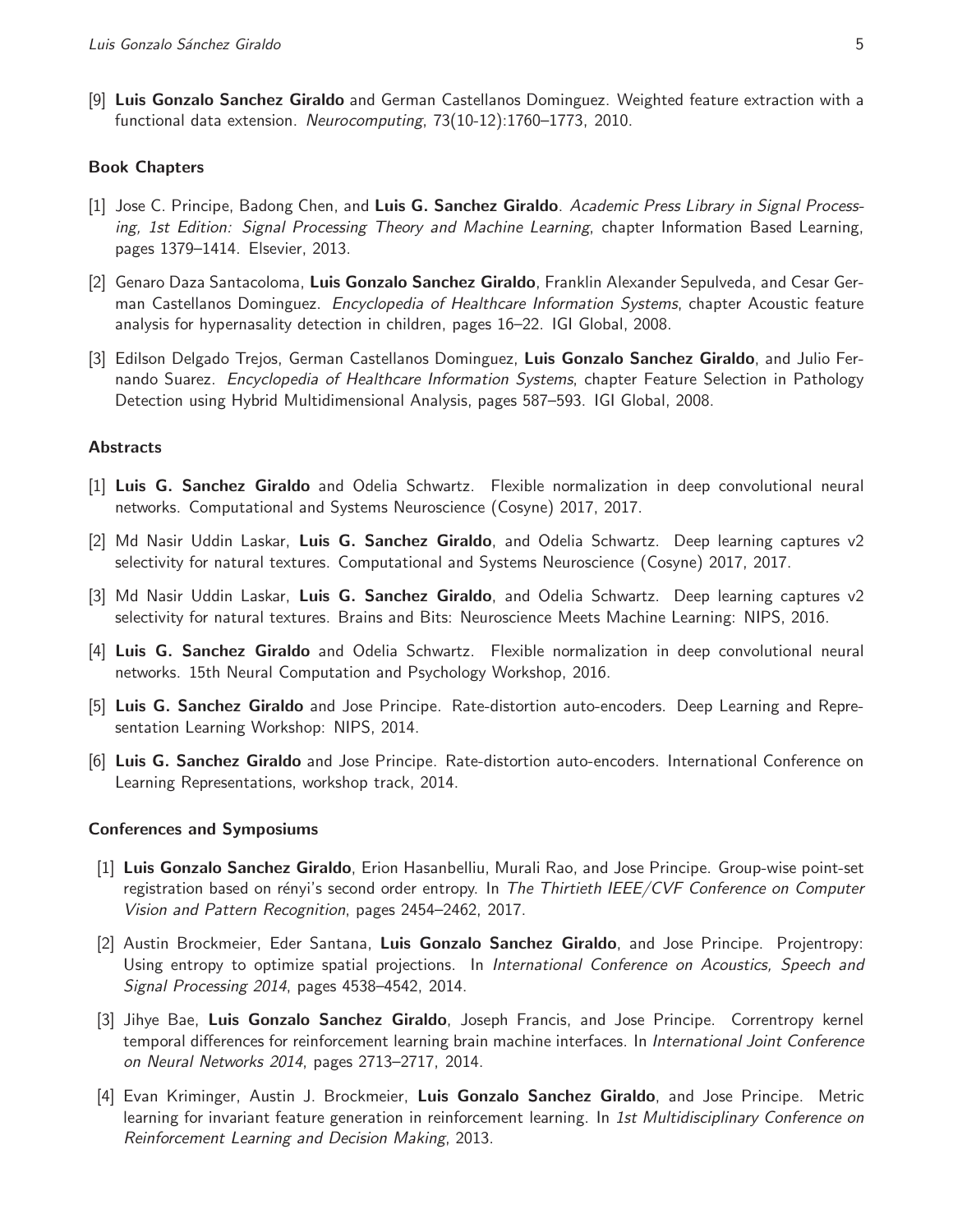[9] **Luis Gonzalo Sanchez Giraldo** and German Castellanos Dominguez. Weighted feature extraction with a functional data extension. *Neurocomputing*, 73(10-12):1760–1773, 2010.

### Book Chapters

[1] Jose C. Principe, Badong Chen, and **Luis G. Sanchez Giraldo**. *Academic Press Library in Signal Processing, 1st Edition: Signal Processing Theory and Machine Learning*, chapter Information Based Learning, pages 1379–1414. Elsevier, 2013.

[2] Genaro Daza Santacoloma, **Luis Gonzalo Sanchez Giraldo**, Franklin Alexander Sepulveda, and Cesar German Castellanos Dominguez. *Encyclopedia of Healthcare Information Systems*, chapter Acoustic feature analysis for hypernasality detection in children, pages 16–22. IGI Global, 2008.

[3] Edilson Delgado Trejos, German Castellanos Dominguez, **Luis Gonzalo Sanchez Giraldo**, and Julio Fernando Suarez. *Encyclopedia of Healthcare Information Systems*, chapter Feature Selection in Pathology Detection using Hybrid Multidimensional Analysis, pages 587–593. IGI Global, 2008.

### Abstracts

[1] **Luis G. Sanchez Giraldo** and Odelia Schwartz. Flexible normalization in deep convolutional neural networks. Computational and Systems Neuroscience (Cosyne) 2017, 2017.

[2] Md Nasir Uddin Laskar, **Luis G. Sanchez Giraldo**, and Odelia Schwartz. Deep learning captures v2 selectivity for natural textures. Computational and Systems Neuroscience (Cosyne) 2017, 2017.

[3] Md Nasir Uddin Laskar, **Luis G. Sanchez Giraldo**, and Odelia Schwartz. Deep learning captures v2 selectivity for natural textures. Brains and Bits: Neuroscience Meets Machine Learning: NIPS, 2016.

[4] **Luis G. Sanchez Giraldo** and Odelia Schwartz. Flexible normalization in deep convolutional neural networks. 15th Neural Computation and Psychology Workshop, 2016.

[5] **Luis G. Sanchez Giraldo** and Jose Principe. Rate-distortion auto-encoders. Deep Learning and Representation Learning Workshop: NIPS, 2014.

[6] **Luis G. Sanchez Giraldo** and Jose Principe. Rate-distortion auto-encoders. International Conference on Learning Representations, workshop track, 2014.

### Conferences and Symposiums

[1] **Luis Gonzalo Sanchez Giraldo**, Erion Hasanbelliu, Murali Rao, and Jose Principe. Group-wise point-set registration based on rényi's second order entropy. In *The Thirtieth IEEE/CVF Conference on Computer Vision and Pattern Recognition*, pages 2454–2462, 2017.

[2] Austin Brockmeier, Eder Santana, **Luis Gonzalo Sanchez Giraldo**, and Jose Principe. Projentropy: Using entropy to optimize spatial projections. In *International Conference on Acoustics, Speech and Signal Processing 2014*, pages 4538–4542, 2014.

[3] Jihye Bae, **Luis Gonzalo Sanchez Giraldo**, Joseph Francis, and Jose Principe. Correntropy kernel temporal differences for reinforcement learning brain machine interfaces. In *International Joint Conference on Neural Networks 2014*, pages 2713–2717, 2014.

[4] Evan Kriminger, Austin J. Brockmeier, **Luis Gonzalo Sanchez Giraldo**, and Jose Principe. Metric learning for invariant feature generation in reinforcement learning. In *1st Multidisciplinary Conference on Reinforcement Learning and Decision Making*, 2013.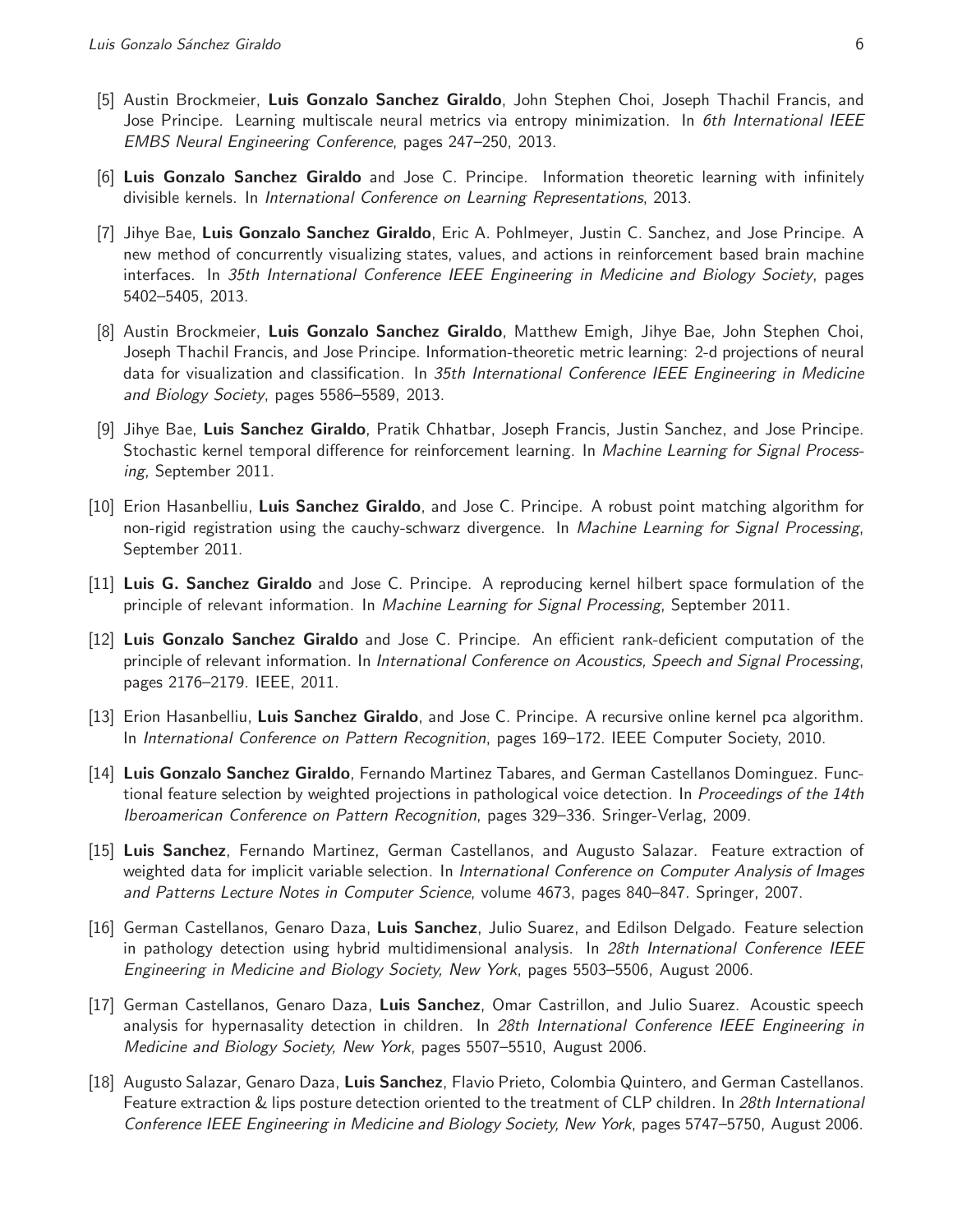[5] Austin Brockmeier, **Luis Gonzalo Sanchez Giraldo**, John Stephen Choi, Joseph Thachil Francis, and Jose Principe. Learning multiscale neural metrics via entropy minimization. In *6th International IEEE EMBS Neural Engineering Conference*, pages 247–250, 2013.

[6] **Luis Gonzalo Sanchez Giraldo** and Jose C. Principe. Information theoretic learning with infinitely divisible kernels. In *International Conference on Learning Representations*, 2013.

[7] Jihye Bae, **Luis Gonzalo Sanchez Giraldo**, Eric A. Pohlmeyer, Justin C. Sanchez, and Jose Principe. A new method of concurrently visualizing states, values, and actions in reinforcement based brain machine interfaces. In *35th International Conference IEEE Engineering in Medicine and Biology Society*, pages 5402–5405, 2013.

[8] Austin Brockmeier, **Luis Gonzalo Sanchez Giraldo**, Matthew Emigh, Jihye Bae, John Stephen Choi, Joseph Thachil Francis, and Jose Principe. Information-theoretic metric learning: 2-d projections of neural data for visualization and classification. In *35th International Conference IEEE Engineering in Medicine and Biology Society*, pages 5586–5589, 2013.

[9] Jihye Bae, **Luis Sanchez Giraldo**, Pratik Chhatbar, Joseph Francis, Justin Sanchez, and Jose Principe. Stochastic kernel temporal difference for reinforcement learning. In *Machine Learning for Signal Processing*, September 2011.

[10] Erion Hasanbelliu, **Luis Sanchez Giraldo**, and Jose C. Principe. A robust point matching algorithm for non-rigid registration using the cauchy-schwarz divergence. In *Machine Learning for Signal Processing*, September 2011.

[11] **Luis G. Sanchez Giraldo** and Jose C. Principe. A reproducing kernel hilbert space formulation of the principle of relevant information. In *Machine Learning for Signal Processing*, September 2011.

[12] **Luis Gonzalo Sanchez Giraldo** and Jose C. Principe. An efficient rank-deficient computation of the principle of relevant information. In *International Conference on Acoustics, Speech and Signal Processing*, pages 2176–2179. IEEE, 2011.

[13] Erion Hasanbelliu, **Luis Sanchez Giraldo**, and Jose C. Principe. A recursive online kernel pca algorithm. In *International Conference on Pattern Recognition*, pages 169–172. IEEE Computer Society, 2010.

[14] **Luis Gonzalo Sanchez Giraldo**, Fernando Martinez Tabares, and German Castellanos Dominguez. Functional feature selection by weighted projections in pathological voice detection. In *Proceedings of the 14th Iberoamerican Conference on Pattern Recognition*, pages 329–336. Sringer-Verlag, 2009.

[15] **Luis Sanchez**, Fernando Martinez, German Castellanos, and Augusto Salazar. Feature extraction of weighted data for implicit variable selection. In *International Conference on Computer Analysis of Images and Patterns Lecture Notes in Computer Science*, volume 4673, pages 840–847. Springer, 2007.

[16] German Castellanos, Genaro Daza, **Luis Sanchez**, Julio Suarez, and Edilson Delgado. Feature selection in pathology detection using hybrid multidimensional analysis. In *28th International Conference IEEE Engineering in Medicine and Biology Society, New York*, pages 5503–5506, August 2006.

[17] German Castellanos, Genaro Daza, **Luis Sanchez**, Omar Castrillon, and Julio Suarez. Acoustic speech analysis for hypernasality detection in children. In *28th International Conference IEEE Engineering in Medicine and Biology Society, New York*, pages 5507–5510, August 2006.

[18] Augusto Salazar, Genaro Daza, **Luis Sanchez**, Flavio Prieto, Colombia Quintero, and German Castellanos. Feature extraction & lips posture detection oriented to the treatment of CLP children. In *28th International Conference IEEE Engineering in Medicine and Biology Society, New York*, pages 5747–5750, August 2006.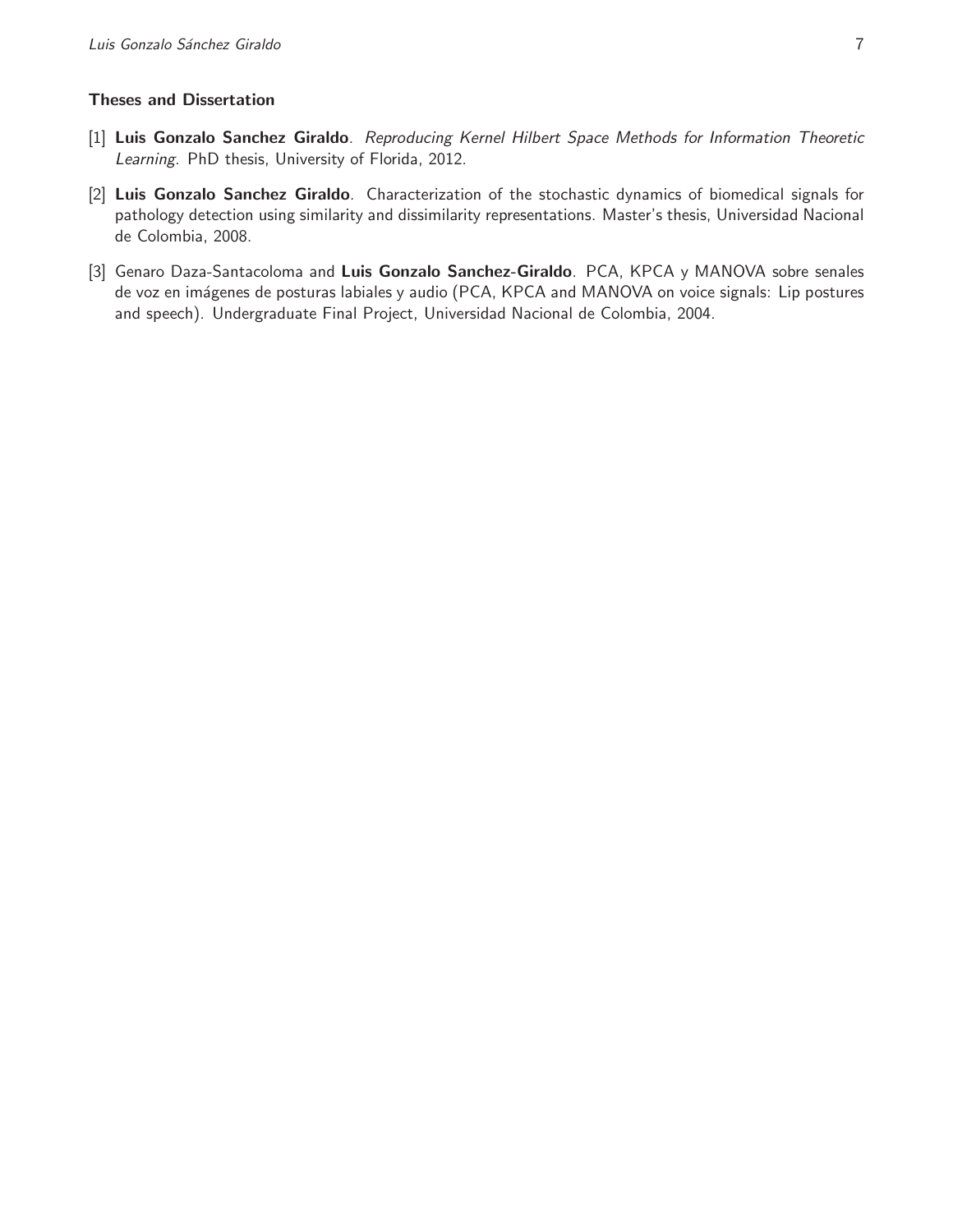### Theses and Dissertation

[1] **Luis Gonzalo Sanchez Giraldo**. *Reproducing Kernel Hilbert Space Methods for Information Theoretic Learning*. PhD thesis, University of Florida, 2012.

[2] **Luis Gonzalo Sanchez Giraldo**. Characterization of the stochastic dynamics of biomedical signals for pathology detection using similarity and dissimilarity representations. Master's thesis, Universidad Nacional de Colombia, 2008.

[3] Genaro Daza-Santacoloma and **Luis Gonzalo Sanchez-Giraldo**. PCA, KPCA y MANOVA sobre senales de voz en imágenes de posturas labiales y audio (PCA, KPCA and MANOVA on voice signals: Lip postures and speech). Undergraduate Final Project, Universidad Nacional de Colombia, 2004.